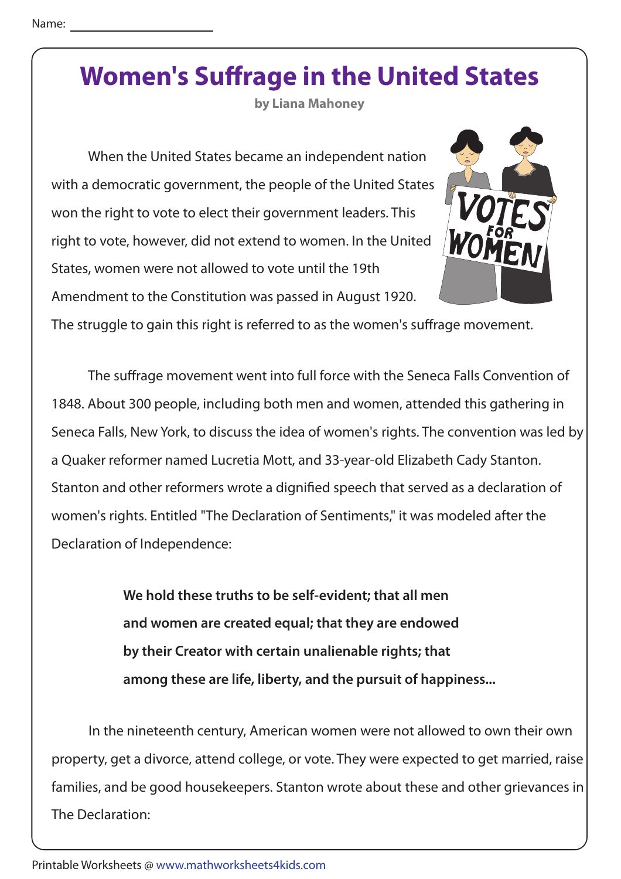Name: ______________________

# Women's Suffrage in the United States

**by Liana Mahoney**

When the United States became an independent nation with a democratic government, the people of the United States won the right to vote to elect their government leaders. This right to vote, however, did not extend to women. In the United States, women were not allowed to vote until the 19th Amendment to the Constitution was passed in August 1920. The struggle to gain this right is referred to as the women's suffrage movement.

The suffrage movement went into full force with the Seneca Falls Convention of 1848. About 300 people, including both men and women, attended this gathering in Seneca Falls, New York, to discuss the idea of women's rights. The convention was led by a Quaker reformer named Lucretia Mott, and 33-year-old Elizabeth Cady Stanton. Stanton and other reformers wrote a dignified speech that served as a declaration of women's rights. Entitled "The Declaration of Sentiments," it was modeled after the Declaration of Independence:

> **We hold these truths to be self-evident; that all men and women are created equal; that they are endowed by their Creator with certain unalienable rights; that among these are life, liberty, and the pursuit of happiness...**

In the nineteenth century, American women were not allowed to own their own property, get a divorce, attend college, or vote. They were expected to get married, raise families, and be good housekeepers. Stanton wrote about these and other grievances in The Declaration: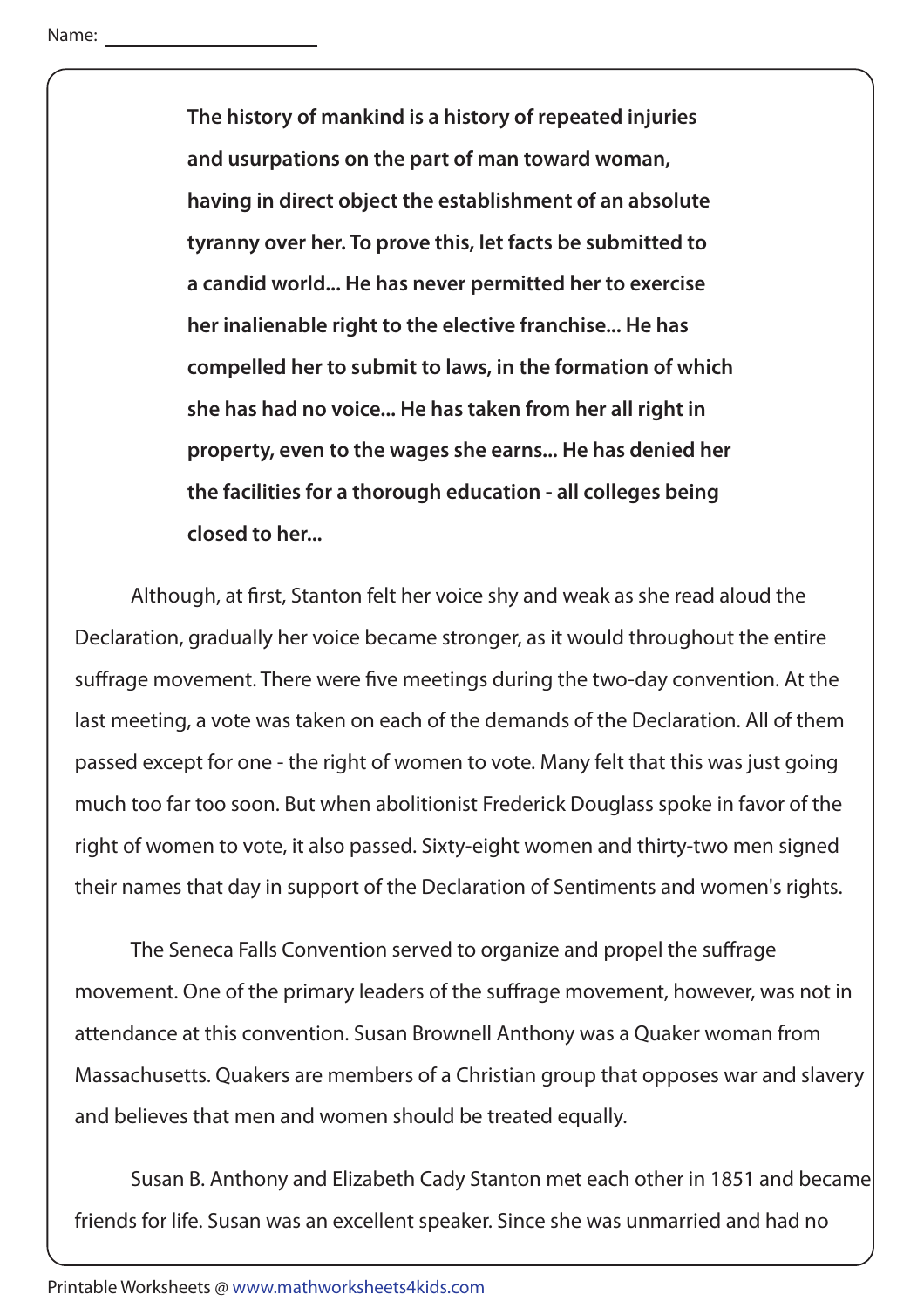Name: 

**The history of mankind is a history of repeated injuries and usurpations on the part of man toward woman, having in direct object the establishment of an absolute tyranny over her. To prove this, let facts be submitted to a candid world... He has never permitted her to exercise her inalienable right to the elective franchise... He has compelled her to submit to laws, in the formation of which she has had no voice... He has taken from her all right in property, even to the wages she earns... He has denied her the facilities for a thorough education - all colleges being closed to her...**

Although, at first, Stanton felt her voice shy and weak as she read aloud the Declaration, gradually her voice became stronger, as it would throughout the entire suffrage movement. There were five meetings during the two-day convention. At the last meeting, a vote was taken on each of the demands of the Declaration. All of them passed except for one - the right of women to vote. Many felt that this was just going much too far too soon. But when abolitionist Frederick Douglass spoke in favor of the right of women to vote, it also passed. Sixty-eight women and thirty-two men signed their names that day in support of the Declaration of Sentiments and women's rights.

The Seneca Falls Convention served to organize and propel the suffrage movement. One of the primary leaders of the suffrage movement, however, was not in attendance at this convention. Susan Brownell Anthony was a Quaker woman from Massachusetts. Quakers are members of a Christian group that opposes war and slavery and believes that men and women should be treated equally.

Susan B. Anthony and Elizabeth Cady Stanton met each other in 1851 and became friends for life. Susan was an excellent speaker. Since she was unmarried and had no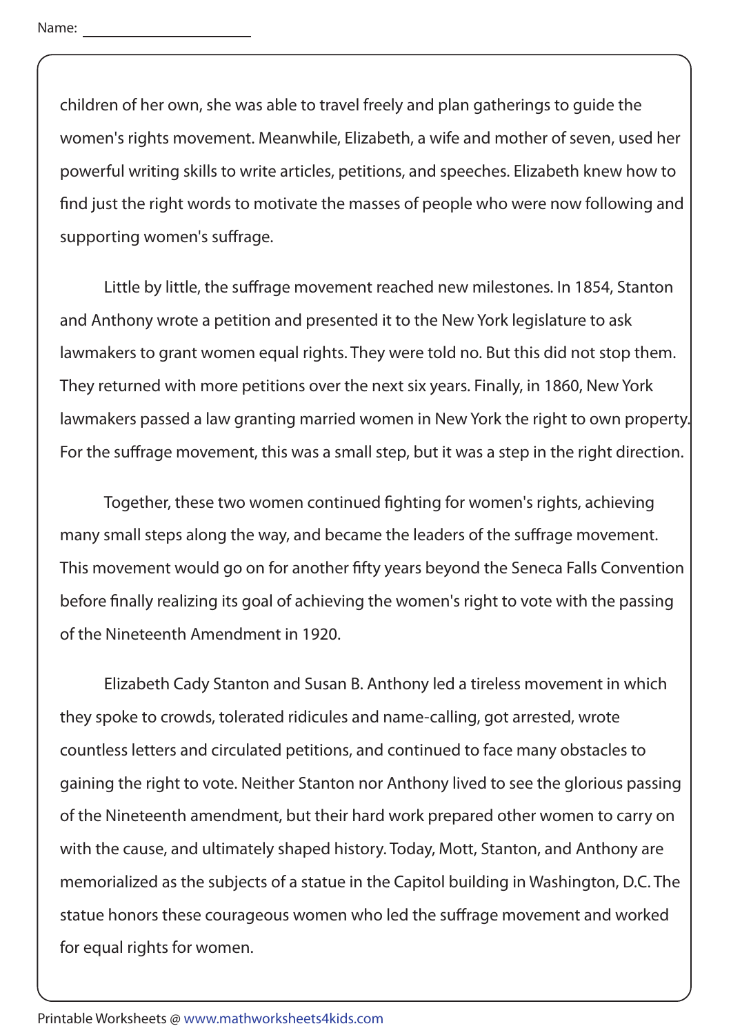Name: 

children of her own, she was able to travel freely and plan gatherings to guide the women's rights movement. Meanwhile, Elizabeth, a wife and mother of seven, used her powerful writing skills to write articles, petitions, and speeches. Elizabeth knew how to find just the right words to motivate the masses of people who were now following and supporting women's suffrage.

Little by little, the suffrage movement reached new milestones. In 1854, Stanton and Anthony wrote a petition and presented it to the New York legislature to ask lawmakers to grant women equal rights. They were told no. But this did not stop them. They returned with more petitions over the next six years. Finally, in 1860, New York lawmakers passed a law granting married women in New York the right to own property. For the suffrage movement, this was a small step, but it was a step in the right direction.

Together, these two women continued fighting for women's rights, achieving many small steps along the way, and became the leaders of the suffrage movement. This movement would go on for another fifty years beyond the Seneca Falls Convention before finally realizing its goal of achieving the women's right to vote with the passing of the Nineteenth Amendment in 1920.

Elizabeth Cady Stanton and Susan B. Anthony led a tireless movement in which they spoke to crowds, tolerated ridicules and name-calling, got arrested, wrote countless letters and circulated petitions, and continued to face many obstacles to gaining the right to vote. Neither Stanton nor Anthony lived to see the glorious passing of the Nineteenth amendment, but their hard work prepared other women to carry on with the cause, and ultimately shaped history. Today, Mott, Stanton, and Anthony are memorialized as the subjects of a statue in the Capitol building in Washington, D.C. The statue honors these courageous women who led the suffrage movement and worked for equal rights for women.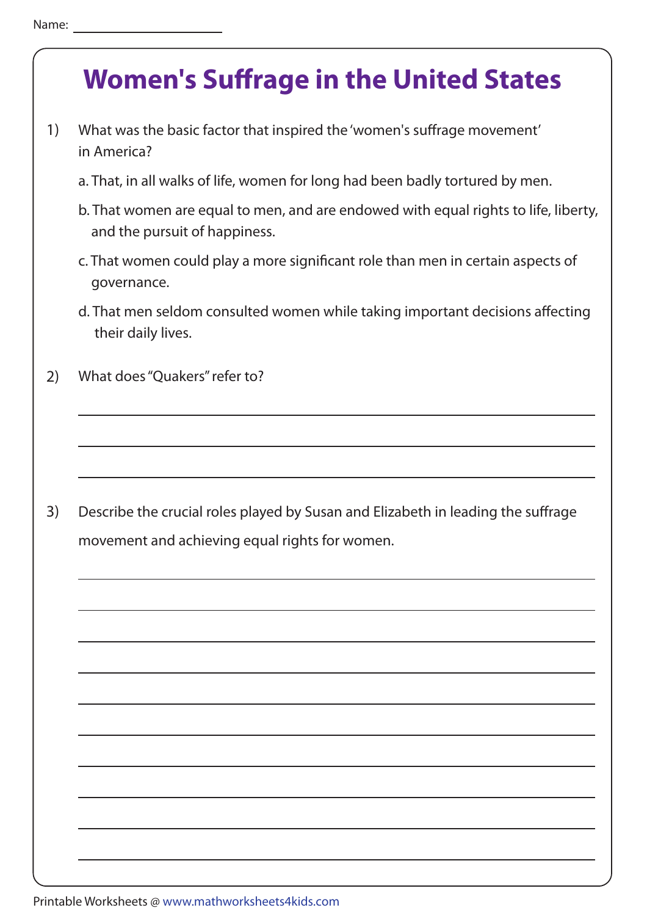Name: ____________________

# Women's Suffrage in the United States

1) What was the basic factor that inspired the 'women's suffrage movement' in America?

   a. That, in all walks of life, women for long had been badly tortured by men.

   b. That women are equal to men, and are endowed with equal rights to life, liberty, and the pursuit of happiness.

   c. That women could play a more significant role than men in certain aspects of governance.

   d. That men seldom consulted women while taking important decisions affecting their daily lives.

2) What does "Quakers" refer to?

______________________________________________________________________

______________________________________________________________________

______________________________________________________________________

3) Describe the crucial roles played by Susan and Elizabeth in leading the suffrage movement and achieving equal rights for women.

______________________________________________________________________

______________________________________________________________________

______________________________________________________________________

______________________________________________________________________

______________________________________________________________________

______________________________________________________________________

______________________________________________________________________

______________________________________________________________________

______________________________________________________________________

______________________________________________________________________

Printable Worksheets @ www.mathworksheets4kids.com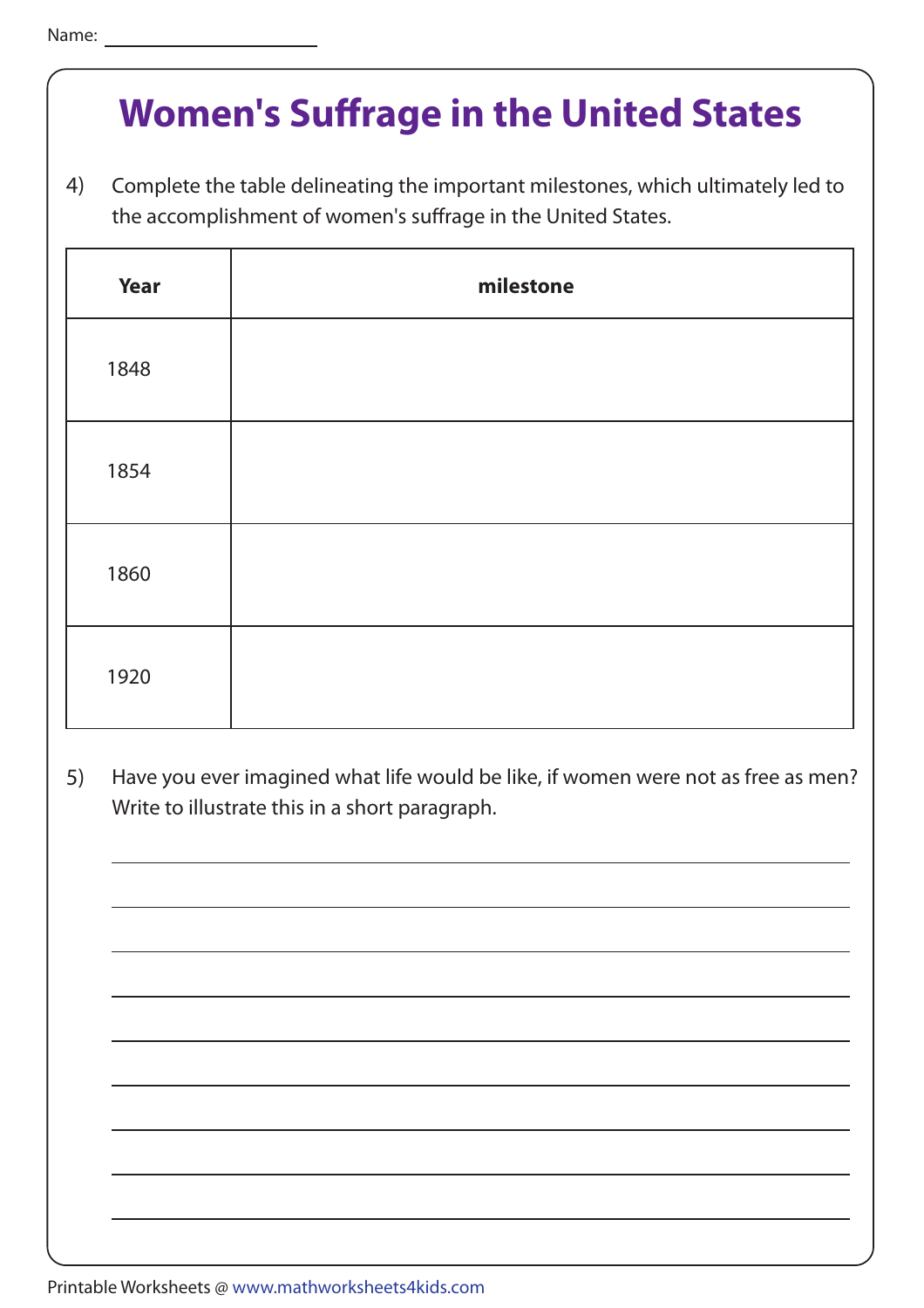Name: ____________________

# Women's Suffrage in the United States

4) Complete the table delineating the important milestones, which ultimately led to the accomplishment of women's suffrage in the United States.

| Year | milestone |
|---|---|
| 1848 | |
| 1854 | |
| 1860 | |
| 1920 | |

5) Have you ever imagined what life would be like, if women were not as free as men? Write to illustrate this in a short paragraph.

______________________________________________________________________

______________________________________________________________________

______________________________________________________________________

______________________________________________________________________

______________________________________________________________________

______________________________________________________________________

______________________________________________________________________

______________________________________________________________________

______________________________________________________________________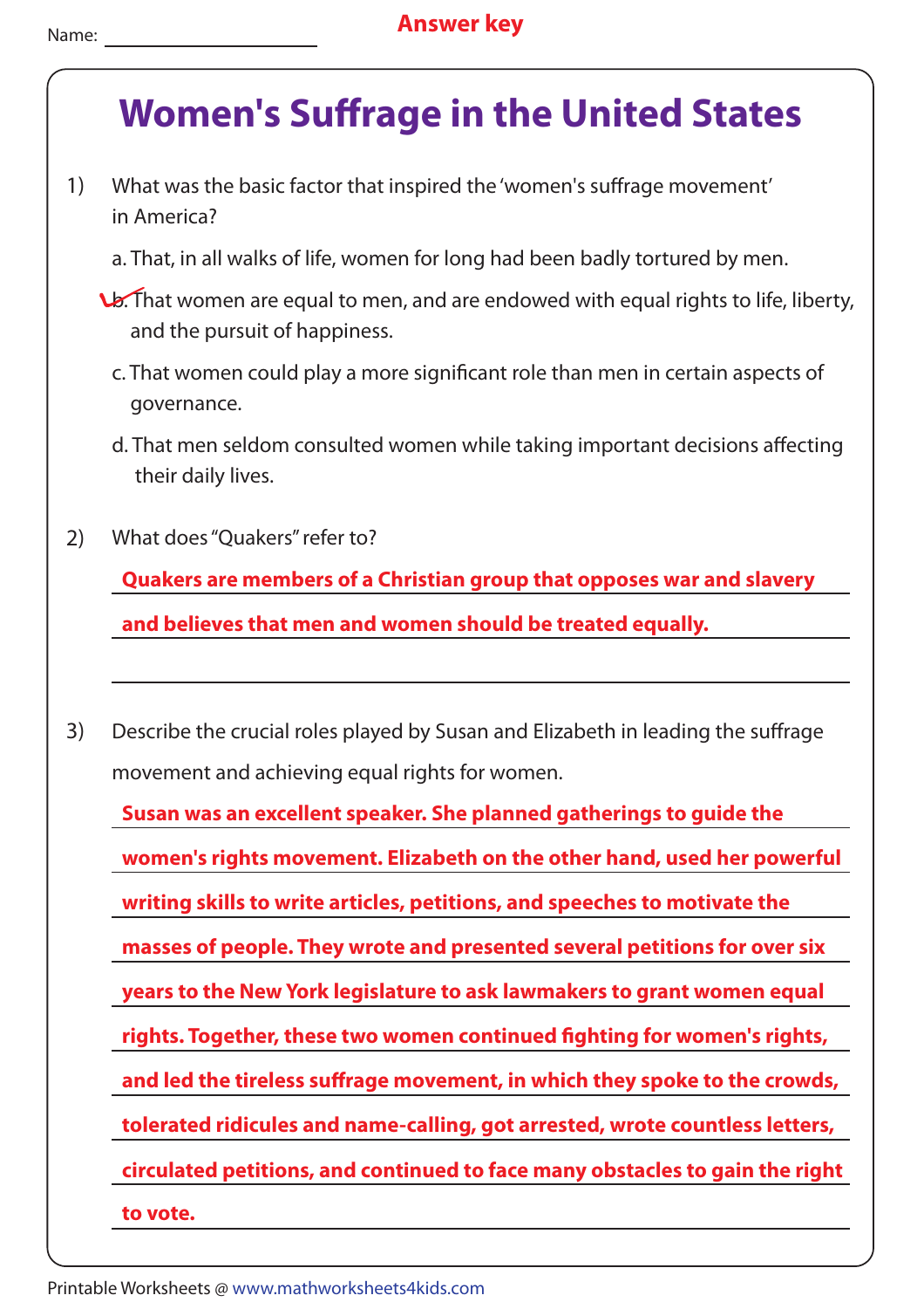Name: ____________________

**Answer key**

# Women's Suffrage in the United States

1) What was the basic factor that inspired the 'women's suffrage movement' in America?

   a. That, in all walks of life, women for long had been badly tortured by men.

   b. That women are equal to men, and are endowed with equal rights to life, liberty, and the pursuit of happiness. ✓

   c. That women could play a more significant role than men in certain aspects of governance.

   d. That men seldom consulted women while taking important decisions affecting their daily lives.

2) What does "Quakers" refer to?

   **Quakers are members of a Christian group that opposes war and slavery and believes that men and women should be treated equally.**

3) Describe the crucial roles played by Susan and Elizabeth in leading the suffrage movement and achieving equal rights for women.

   **Susan was an excellent speaker. She planned gatherings to guide the women's rights movement. Elizabeth on the other hand, used her powerful writing skills to write articles, petitions, and speeches to motivate the masses of people. They wrote and presented several petitions for over six years to the New York legislature to ask lawmakers to grant women equal rights. Together, these two women continued fighting for women's rights, and led the tireless suffrage movement, in which they spoke to the crowds, tolerated ridicules and name-calling, got arrested, wrote countless letters, circulated petitions, and continued to face many obstacles to gain the right to vote.**

Printable Worksheets @ www.mathworksheets4kids.com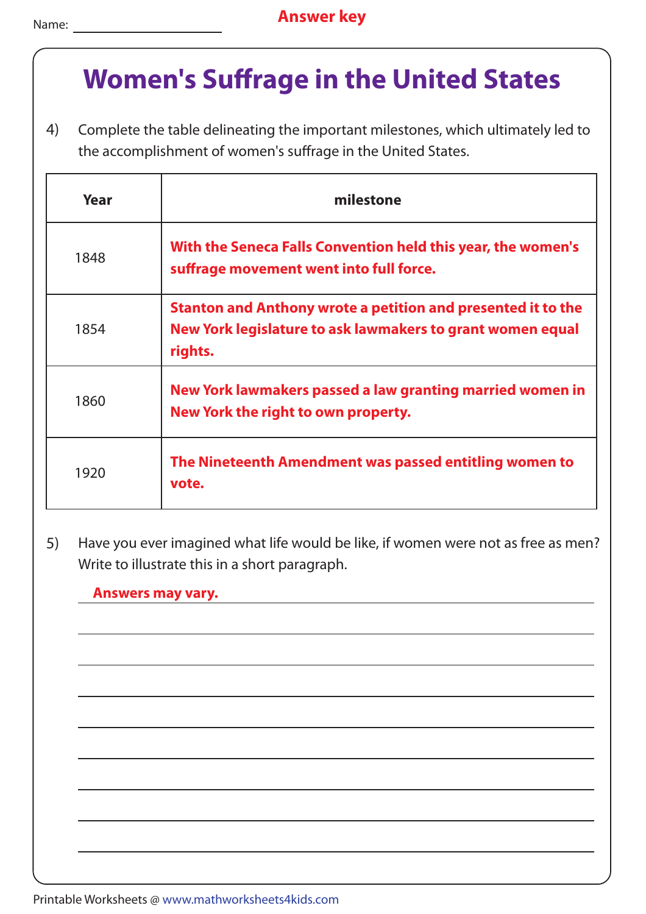Name: ____________________ **Answer key**

# Women's Suffrage in the United States

4) Complete the table delineating the important milestones, which ultimately led to the accomplishment of women's suffrage in the United States.

| Year | milestone |
| --- | --- |
| 1848 | **With the Seneca Falls Convention held this year, the women's suffrage movement went into full force.** |
| 1854 | **Stanton and Anthony wrote a petition and presented it to the New York legislature to ask lawmakers to grant women equal rights.** |
| 1860 | **New York lawmakers passed a law granting married women in New York the right to own property.** |
| 1920 | **The Nineteenth Amendment was passed entitling women to vote.** |

5) Have you ever imagined what life would be like, if women were not as free as men? Write to illustrate this in a short paragraph.

**Answers may vary.**

Printable Worksheets @ www.mathworksheets4kids.com